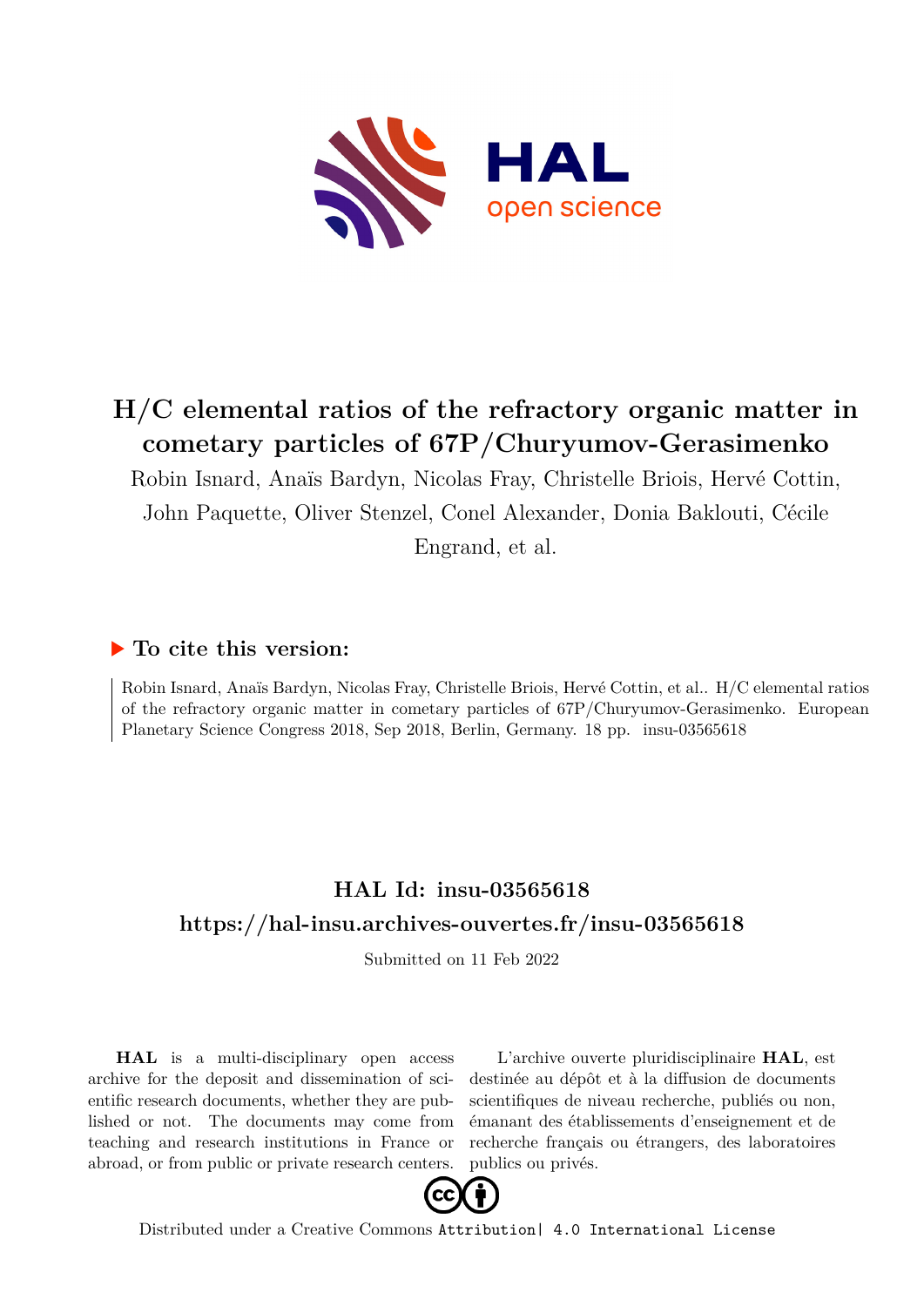# H/C elemental ratios of the refractory organic matter in cometary particles of 67P/Churyumov-Gerasimenko

Robin Isnard, Anaïs Bardyn, Nicolas Fray, Christelle Briois, Hervé Cottin, John Paquette, Oliver Stenzel, Conel Alexander, Donia Baklouti, Cécile Engrand, et al.

## ▶ To cite this version:

Robin Isnard, Anaïs Bardyn, Nicolas Fray, Christelle Briois, Hervé Cottin, et al.. H/C elemental ratios of the refractory organic matter in cometary particles of 67P/Churyumov-Gerasimenko. European Planetary Science Congress 2018, Sep 2018, Berlin, Germany. 18 pp. insu-03565618

## HAL Id: insu-03565618

## https://hal-insu.archives-ouvertes.fr/insu-03565618

Submitted on 11 Feb 2022

**HAL** is a multi-disciplinary open access archive for the deposit and dissemination of scientific research documents, whether they are published or not. The documents may come from teaching and research institutions in France or abroad, or from public or private research centers.

L'archive ouverte pluridisciplinaire **HAL**, est destinée au dépôt et à la diffusion de documents scientifiques de niveau recherche, publiés ou non, émanant des établissements d'enseignement et de recherche français ou étrangers, des laboratoires publics ou privés.

Distributed under a Creative Commons Attribution| 4.0 International License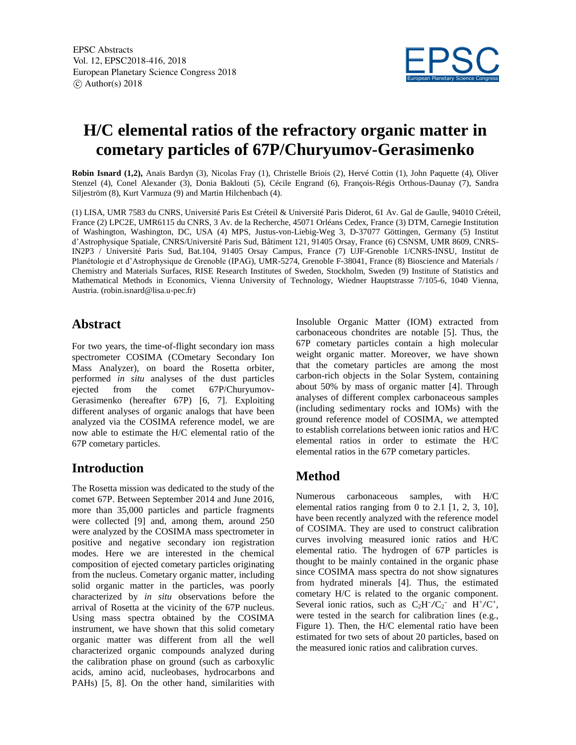# H/C elemental ratios of the refractory organic matter in cometary particles of 67P/Churyumov-Gerasimenko

**Robin Isnard (1,2),** Anaïs Bardyn (3), Nicolas Fray (1), Christelle Briois (2), Hervé Cottin (1), John Paquette (4), Oliver Stenzel (4), Conel Alexander (3), Donia Baklouti (5), Cécile Engrand (6), François-Régis Orthous-Daunay (7), Sandra Siljeström (8), Kurt Varmuza (9) and Martin Hilchenbach (4).

(1) LISA, UMR 7583 du CNRS, Université Paris Est Créteil & Université Paris Diderot, 61 Av. Gal de Gaulle, 94010 Créteil, France (2) LPC2E, UMR6115 du CNRS, 3 Av. de la Recherche, 45071 Orléans Cedex, France (3) DTM, Carnegie Institution of Washington, Washington, DC, USA (4) MPS, Justus-von-Liebig-Weg 3, D-37077 Göttingen, Germany (5) Institut d'Astrophysique Spatiale, CNRS/Université Paris Sud, Bâtiment 121, 91405 Orsay, France (6) CSNSM, UMR 8609, CNRS-IN2P3 / Université Paris Sud, Bat.104, 91405 Orsay Campus, France (7) UJF-Grenoble 1/CNRS-INSU, Institut de Planétologie et d'Astrophysique de Grenoble (IPAG), UMR-5274, Grenoble F-38041, France (8) Bioscience and Materials / Chemistry and Materials Surfaces, RISE Research Institutes of Sweden, Stockholm, Sweden (9) Institute of Statistics and Mathematical Methods in Economics, Vienna University of Technology, Wiedner Hauptstrasse 7/105-6, 1040 Vienna, Austria. (robin.isnard@lisa.u-pec.fr)

## Abstract

For two years, the time-of-flight secondary ion mass spectrometer COSIMA (COmetary Secondary Ion Mass Analyzer), on board the Rosetta orbiter, performed *in situ* analyses of the dust particles ejected from the comet 67P/Churyumov-Gerasimenko (hereafter 67P) [6, 7]. Exploiting different analyses of organic analogs that have been analyzed via the COSIMA reference model, we are now able to estimate the H/C elemental ratio of the 67P cometary particles.

## Introduction

The Rosetta mission was dedicated to the study of the comet 67P. Between September 2014 and June 2016, more than 35,000 particles and particle fragments were collected [9] and, among them, around 250 were analyzed by the COSIMA mass spectrometer in positive and negative secondary ion registration modes. Here we are interested in the chemical composition of ejected cometary particles originating from the nucleus. Cometary organic matter, including solid organic matter in the particles, was poorly characterized by *in situ* observations before the arrival of Rosetta at the vicinity of the 67P nucleus. Using mass spectra obtained by the COSIMA instrument, we have shown that this solid cometary organic matter was different from all the well characterized organic compounds analyzed during the calibration phase on ground (such as carboxylic acids, amino acid, nucleobases, hydrocarbons and PAHs) [5, 8]. On the other hand, similarities with Insoluble Organic Matter (IOM) extracted from carbonaceous chondrites are notable [5]. Thus, the 67P cometary particles contain a high molecular weight organic matter. Moreover, we have shown that the cometary particles are among the most carbon-rich objects in the Solar System, containing about 50% by mass of organic matter [4]. Through analyses of different complex carbonaceous samples (including sedimentary rocks and IOMs) with the ground reference model of COSIMA, we attempted to establish correlations between ionic ratios and H/C elemental ratios in order to estimate the H/C elemental ratios in the 67P cometary particles.

## Method

Numerous carbonaceous samples, with H/C elemental ratios ranging from 0 to 2.1 [1, 2, 3, 10], have been recently analyzed with the reference model of COSIMA. They are used to construct calibration curves involving measured ionic ratios and H/C elemental ratio. The hydrogen of 67P particles is thought to be mainly contained in the organic phase since COSIMA mass spectra do not show signatures from hydrated minerals [4]. Thus, the estimated cometary H/C is related to the organic component. Several ionic ratios, such as $C_2H^-/C_2^-$ and $H^+/C^+$, were tested in the search for calibration lines (e.g., Figure 1). Then, the H/C elemental ratio have been estimated for two sets of about 20 particles, based on the measured ionic ratios and calibration curves.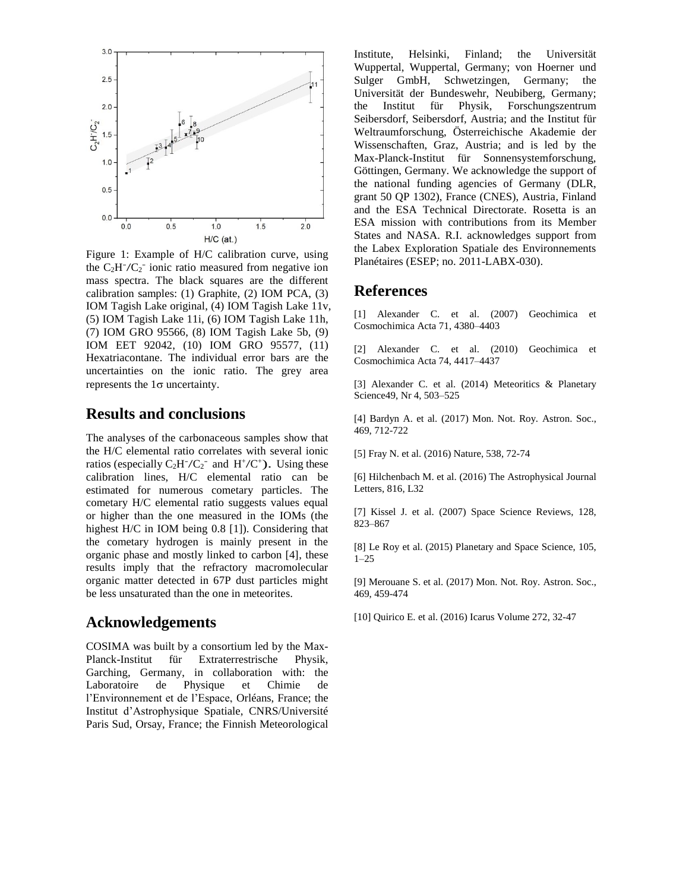3.0
2.5
2.0
1.5
1.0
0.5
0.0
0.0
0.5
1.0
1.5
2.0
H/C (at.)
$C_2H^-/C_2^-$
1
2
3
4
5
6
7
8
9
10
11

Figure 1: Example of H/C calibration curve, using the $C_2H^-/C_2^-$ ionic ratio measured from negative ion mass spectra. The black squares are the different calibration samples: (1) Graphite, (2) IOM PCA, (3) IOM Tagish Lake original, (4) IOM Tagish Lake 11v, (5) IOM Tagish Lake 11i, (6) IOM Tagish Lake 11h, (7) IOM GRO 95566, (8) IOM Tagish Lake 5b, (9) IOM EET 92042, (10) IOM GRO 95577, (11) Hexatriacontane. The individual error bars are the uncertainties on the ionic ratio. The grey area represents the $1\sigma$ uncertainty.

## Results and conclusions

The analyses of the carbonaceous samples show that the H/C elemental ratio correlates with several ionic ratios (especially $C_2H^-/C_2^-$ and $H^+/C^+$). Using these calibration lines, H/C elemental ratio can be estimated for numerous cometary particles. The cometary H/C elemental ratio suggests values equal or higher than the one measured in the IOMs (the highest H/C in IOM being 0.8 [1]). Considering that the cometary hydrogen is mainly present in the organic phase and mostly linked to carbon [4], these results imply that the refractory macromolecular organic matter detected in 67P dust particles might be less unsaturated than the one in meteorites.

## Acknowledgements

COSIMA was built by a consortium led by the Max-Planck-Institut für Extraterrestrische Physik, Garching, Germany, in collaboration with: the Laboratoire de Physique et Chimie de l'Environnement et de l'Espace, Orléans, France; the Institut d'Astrophysique Spatiale, CNRS/Université Paris Sud, Orsay, France; the Finnish Meteorological Institute, Helsinki, Finland; the Universität Wuppertal, Wuppertal, Germany; von Hoerner und Sulger GmbH, Schwetzingen, Germany; the Universität der Bundeswehr, Neubiberg, Germany; the Institut für Physik, Forschungszentrum Seibersdorf, Seibersdorf, Austria; and the Institut für Weltraumforschung, Österreichische Akademie der Wissenschaften, Graz, Austria; and is led by the Max-Planck-Institut für Sonnensystemforschung, Göttingen, Germany. We acknowledge the support of the national funding agencies of Germany (DLR, grant 50 QP 1302), France (CNES), Austria, Finland and the ESA Technical Directorate. Rosetta is an ESA mission with contributions from its Member States and NASA. R.I. acknowledges support from the Labex Exploration Spatiale des Environnements Planétaires (ESEP; no. 2011-LABX-030).

## References

[1] Alexander C. et al. (2007) Geochimica et Cosmochimica Acta 71, 4380–4403

[2] Alexander C. et al. (2010) Geochimica et Cosmochimica Acta 74, 4417–4437

[3] Alexander C. et al. (2014) Meteoritics & Planetary Science49, Nr 4, 503–525

[4] Bardyn A. et al. (2017) Mon. Not. Roy. Astron. Soc., 469, 712-722

[5] Fray N. et al. (2016) Nature, 538, 72-74

[6] Hilchenbach M. et al. (2016) The Astrophysical Journal Letters, 816, L32

[7] Kissel J. et al. (2007) Space Science Reviews, 128, 823–867

[8] Le Roy et al. (2015) Planetary and Space Science, 105, 1–25

[9] Merouane S. et al. (2017) Mon. Not. Roy. Astron. Soc., 469, 459-474

[10] Quirico E. et al. (2016) Icarus Volume 272, 32-47